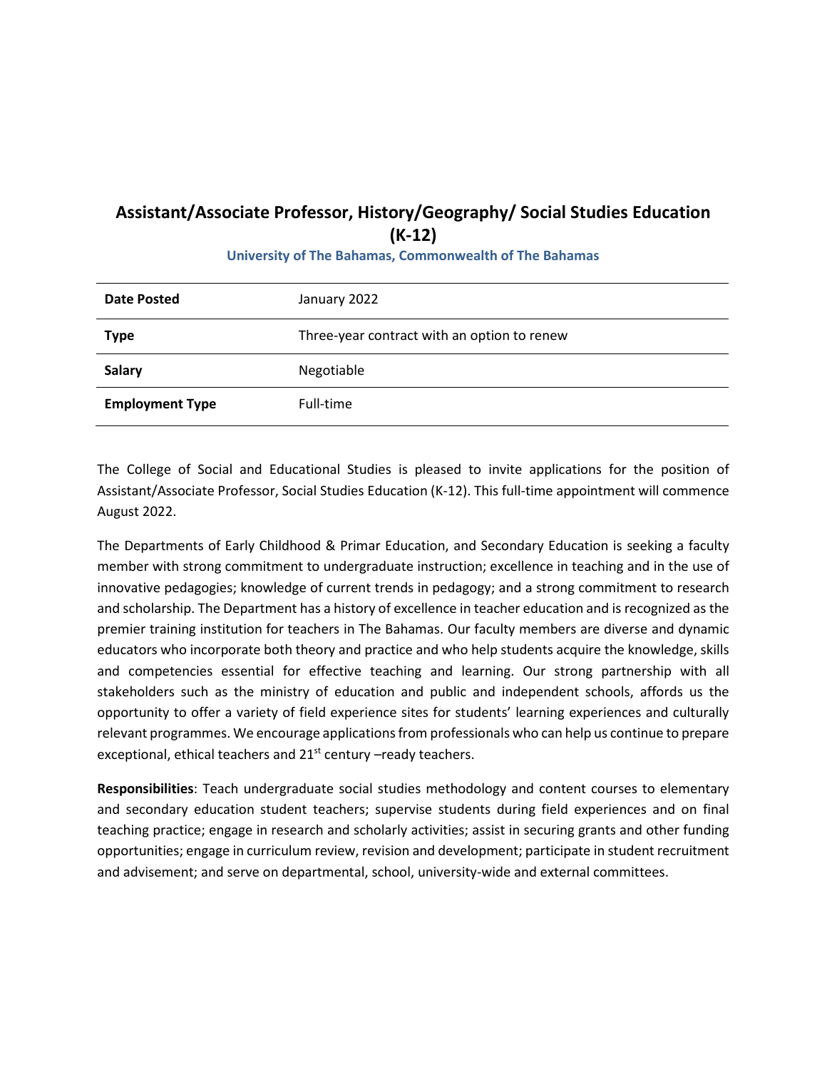# Assistant/Associate Professor, History/Geography/ Social Studies Education (K-12)

**University of The Bahamas, Commonwealth of The Bahamas**

| | |
|---|---|
| **Date Posted** | January 2022 |
| **Type** | Three-year contract with an option to renew |
| **Salary** | Negotiable |
| **Employment Type** | Full-time |

The College of Social and Educational Studies is pleased to invite applications for the position of Assistant/Associate Professor, Social Studies Education (K-12). This full-time appointment will commence August 2022.

The Departments of Early Childhood & Primar Education, and Secondary Education is seeking a faculty member with strong commitment to undergraduate instruction; excellence in teaching and in the use of innovative pedagogies; knowledge of current trends in pedagogy; and a strong commitment to research and scholarship. The Department has a history of excellence in teacher education and is recognized as the premier training institution for teachers in The Bahamas. Our faculty members are diverse and dynamic educators who incorporate both theory and practice and who help students acquire the knowledge, skills and competencies essential for effective teaching and learning. Our strong partnership with all stakeholders such as the ministry of education and public and independent schools, affords us the opportunity to offer a variety of field experience sites for students' learning experiences and culturally relevant programmes. We encourage applications from professionals who can help us continue to prepare exceptional, ethical teachers and 21st century –ready teachers.

**Responsibilities**: Teach undergraduate social studies methodology and content courses to elementary and secondary education student teachers; supervise students during field experiences and on final teaching practice; engage in research and scholarly activities; assist in securing grants and other funding opportunities; engage in curriculum review, revision and development; participate in student recruitment and advisement; and serve on departmental, school, university-wide and external committees.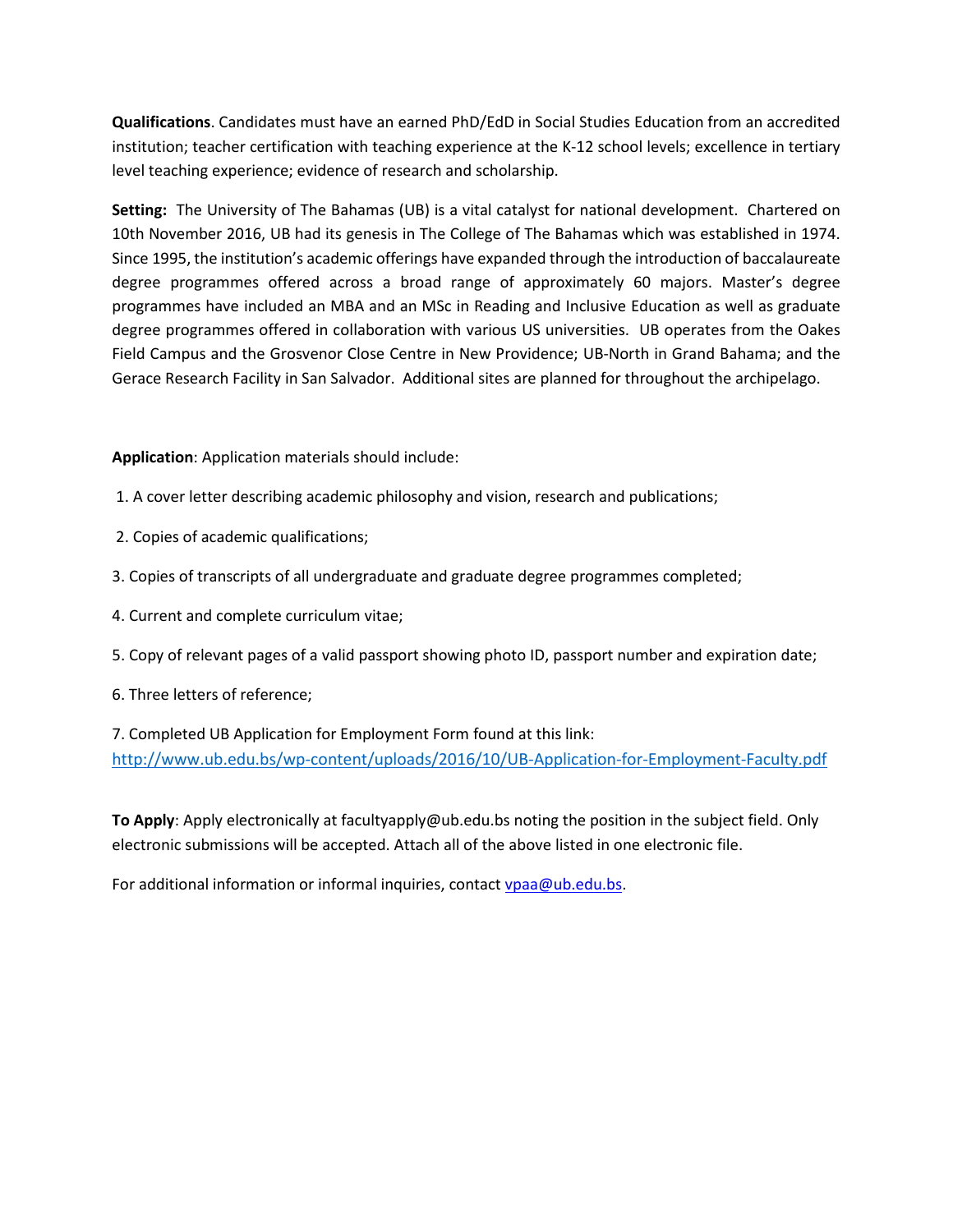**Qualifications**. Candidates must have an earned PhD/EdD in Social Studies Education from an accredited institution; teacher certification with teaching experience at the K-12 school levels; excellence in tertiary level teaching experience; evidence of research and scholarship.

**Setting:** The University of The Bahamas (UB) is a vital catalyst for national development. Chartered on 10th November 2016, UB had its genesis in The College of The Bahamas which was established in 1974. Since 1995, the institution's academic offerings have expanded through the introduction of baccalaureate degree programmes offered across a broad range of approximately 60 majors. Master's degree programmes have included an MBA and an MSc in Reading and Inclusive Education as well as graduate degree programmes offered in collaboration with various US universities. UB operates from the Oakes Field Campus and the Grosvenor Close Centre in New Providence; UB-North in Grand Bahama; and the Gerace Research Facility in San Salvador. Additional sites are planned for throughout the archipelago.

**Application**: Application materials should include:

1. A cover letter describing academic philosophy and vision, research and publications;
2. Copies of academic qualifications;
3. Copies of transcripts of all undergraduate and graduate degree programmes completed;
4. Current and complete curriculum vitae;
5. Copy of relevant pages of a valid passport showing photo ID, passport number and expiration date;
6. Three letters of reference;
7. Completed UB Application for Employment Form found at this link: http://www.ub.edu.bs/wp-content/uploads/2016/10/UB-Application-for-Employment-Faculty.pdf

**To Apply**: Apply electronically at facultyapply@ub.edu.bs noting the position in the subject field. Only electronic submissions will be accepted. Attach all of the above listed in one electronic file.

For additional information or informal inquiries, contact vpaa@ub.edu.bs.